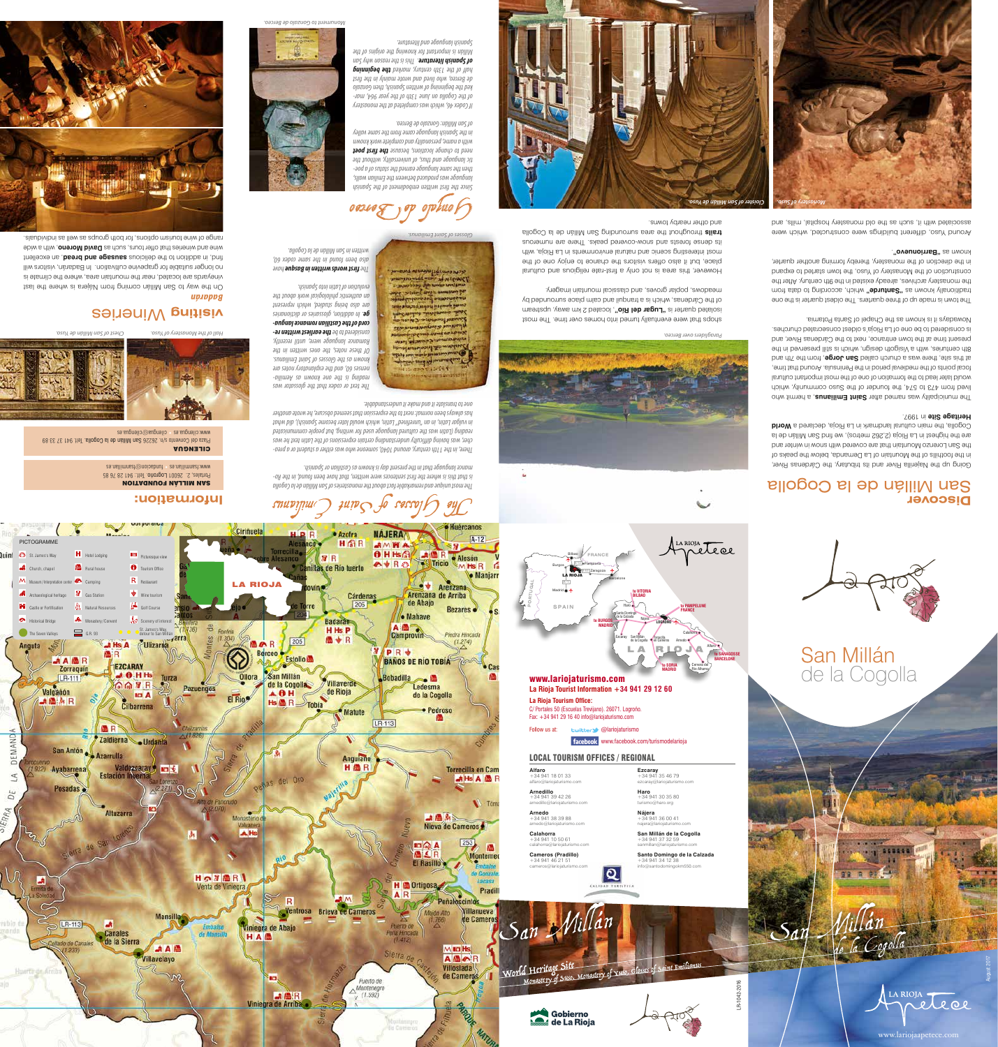# Discover San Millán de la Cogolla

Going up the Najerilla River and its tributary, the Cárdenas River, in the foothills of the Mountain of La Demanda, below the peaks of the San Lorenzo Mountain that are covered with snow in winter and are the highest in La Rioja (2,262 metres), we find San Millán de la Cogolla, the main cultural landmark in La Rioja, declared a **World Heritage Site** in 1997.

The municipality was named after **Saint Emilianus**, a hermit who lived from 473 to 574, the founder of the Suso community, which would later lead to the formation of one of the most important cultural focal points of the medieval period in the Peninsula. Around that time, at this site, there was a church called **San Jorge**, from the 7th and 8th centuries, with a Visigoth design, which is still preserved in the present time at the town entrance, next to the Cárdenas River, and is considered to be one of La Rioja's oldest consecrated churches. Nowadays it is known as the Chapel of Santa Potamia.

The town is made up of three quarters. The oldest quarter is the one traditionally known as **"Santurde"** which, according to data from the monastery archives, already existed in the 8th century. After the construction of the Monastery of Yuso, the town started to expand in the direction of the monastery, thereby forming another quarter, known as **"Barrionuevo"**.

Around Yuso, different buildings were constructed, which were associated with it, such as the old monastery hospital, mills, and shops that were eventually turned into homes over time. The most isolated quarter is **"Lugar del Río"**, located 2 km away, upstream of the Cárdenas, which is a tranquil and calm place surrounded by meadows, poplar groves, and classical mountain imagery.

However, this area is not only a first-rate religious and cultural place, but it also offers visitors the chance to enjoy one of the most interesting scenic and natural environments in La Rioja, with its dense forests and snow-covered peaks. There are numerous **trails** throughout the area surrounding San Millán de la Cogolla and other nearby towns.

*Monastery of Suso.*

*Cloister of San Millán de Yuso.*

*Paragliders over Berceo.*

## The Glosses of Saint Emilianus

The most unique and remarkable fact about the monasteries of San Millán de la Cogolla is that this is where the first sentences were written, that have been found, in the Romance language that in the present day is known as Castilian or Spanish.

There, in the 11th century, around 1040, someone who was either a student or a preacher, was having difficulty understanding certain expressions of the Latin text he was reading (Latin was the cultural language used for writing, but people communicated in vulgar Latin, in an "unrefined" Latin, which would later become Spanish), did what has always been normal: next to the expression that seemed obscure, he wrote another one to translate it and make it understandable.

The text or codex that the glossator was reading is the one known as Aemilianensis 60, and the explanatory notes are known as the Glosses of Saint Emilianus. Of these notes, the ones written in the Romance language were, until recently, considered to be **the earliest written record of the Castilian romance language**. In addition, glossaries or dictionaries are also being studied, which represent an authentic philological work about the evolution of Latin into Spanish.

**The first words written in Basque** have also been found in the same codex 60, written in San Millán de la Cogolla.

*Glosses of Saint Emilianus.*

## Gonzalo de Berceo

Since the first written embodiment of the Spanish language was produced between the Emilian walls, then the same language earned the status of a poetic language and thus, of universality, without the need to change locations, because **the first poet** with a name, personality and complete work known in the Spanish language came from the same valley of San Millán: Gonzalo de Berceo.

If Codex 46, which was completed at the monastery of the Cogolla on June 13th of the year 964, marked the beginning of written Spanish, then Gonzalo de Berceo, who lived and wrote mainly in the first half of the 13th century, marked **the beginning of Spanish literature**. This is the reason why San Millán is important for knowing the origins of the Spanish language and literature.

*Monument to Gonzalo de Berceo.*

## Information:

**SAN MILLÁN FOUNDATION**
Portales, 2. 26001 **Logroño**. Telf. 941 28 76 85
www.fsanmillan.es · fundacion@fsanmillan.es

**CILENGUA**
Plaza del Convento s/n. 26226 San Millán de la Cogolla. Telf. 941 37 33 69
www.cilengua.es · cilengua@cilengua.es

*Hall of the Monastery of Yuso.* *Chest of San Millán de Yuso.*

## Visiting Wineries

### Badarán

On the way to San Millán coming from Nájera is where the last vineyards are located, near the mountain area, where the climate is no longer suitable for grapevine cultivation. In Badarán, visitors will find, in addition to the delicious **sausage and bread**, an excellent wine and wineries that offer tours, such as **David Moreno**, with a wide range of wine tourism options, for both groups as well as individuals.

## PICTOGRAMME

St. James's Way · Church, chapel · Museum/Interpretation center · Archaeological heritage · Castle or Fortification · Historical Bridge · The Seven Valleys · Hotel Lodging · Rural house · Camping · Gas Station · Natural Resources · Monastery/Convent · G.R. 93 · Picturesque view · Tourism Office · Restaurant · Wine tourism · Golf Course · Scenery of interest · St. James's Way detour to San Millán

# San Millán de la Cogolla

World Heritage Site
Monastery of Suso, Monastery of Yuso, Glosses of Saint Emilianus

**www.lariojaturismo.com**
**La Rioja Tourist Information +34 941 29 12 60**

**La Rioja Tourism Office:**
C/ Portales 50 (Escuelas Trevijano). 26071. Logroño.
Fax: +34 941 29 16 40 info@lariojaturismo.com

Follow us at: twitter @lariojaturismo
facebook www.facebook.com/turismodelarioja

### LOCAL TOURISM OFFICES / REGIONAL

| | |
|---|---|
| **Alfaro**<br>+34 941 18 01 33<br>alfaro@lariojaturismo.com | **Ezcaray**<br>+34 941 35 46 79<br>ezcaray@lariojaturismo.com |
| **Arnedillo**<br>+34 941 39 42 26<br>arnedillo@lariojaturismo.com | **Haro**<br>+34 941 30 35 80<br>turismo@haro.org |
| **Arnedo**<br>+34 941 38 39 88<br>arnedo@lariojaturismo.com | **Nájera**<br>+34 941 36 00 41<br>najera@lariojaturismo.com |
| **Calahorra**<br>+34 941 10 50 61<br>calahorra@lariojaturismo.com | **San Millán de la Cogolla**<br>+34 941 37 32 59<br>sanmillan@lariojaturismo.com |
| **Cameros (Pradillo)**<br>+34 941 46 21 51<br>cameros@lariojaturismo.com | **Santo Domingo de la Calzada**<br>+34 941 34 12 38<br>info@santodomingodelacalzada.org |

Gobierno de La Rioja

LR-1042-2016

La Rioja Apetece · www.lariojaapetece.com

August 2017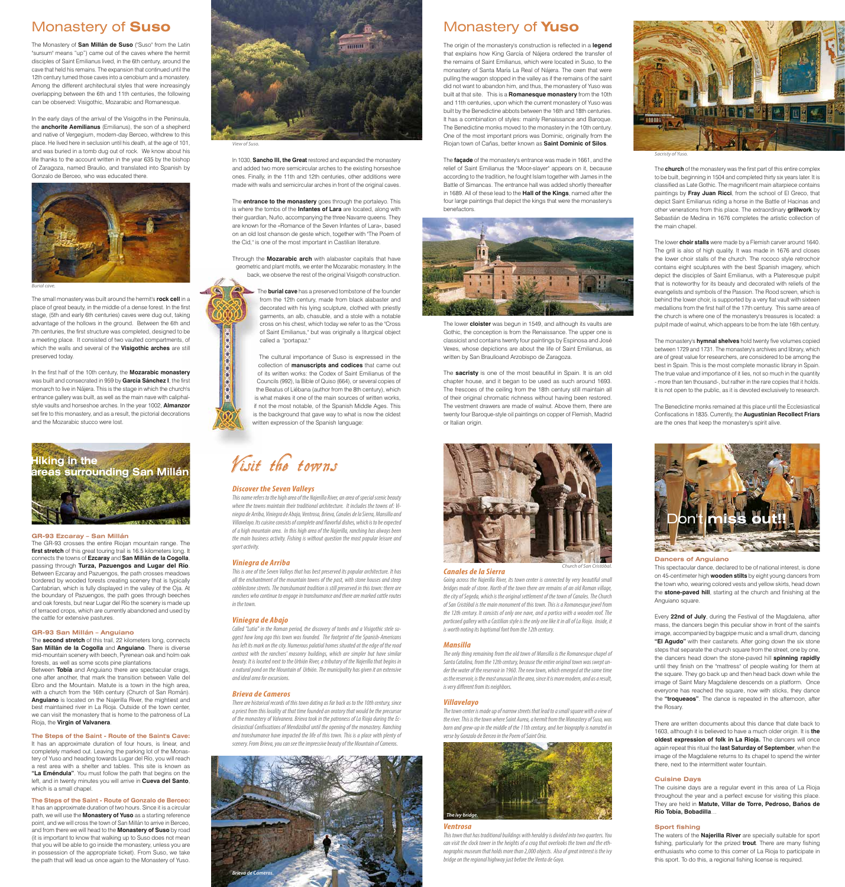# Monastery of **Suso**

The Monastery of **San Millán de Suso** ("Suso" from the Latin "sursum" means "up") came out of the caves where the hermit disciples of Saint Emilianus lived, in the 6th century, around the cave that held his remains. The expansion that continued until the 12th century turned those caves into a cenobium and a monastery. Among the different architectural styles that were increasingly overlapping between the 6th and 11th centuries, the following can be observed: Visigothic, Mozarabic and Romanesque.

In the early days of the arrival of the Visigoths in the Peninsula, the **anchorite Aemilianus** (Emilianus), the son of a shepherd and native of Vergegium, modern-day Berceo, withdrew to this place. He lived here in seclusion until his death, at the age of 101, and was buried in a tomb dug out of rock. We know about his life thanks to the account written in the year 635 by the bishop of Zaragoza, named Braulio, and translated into Spanish by Gonzalo de Berceo, who was educated there.

Burial cave.

The small monastery was built around the hermit's **rock cell** in a place of great beauty, in the middle of a dense forest. In the first stage, (5th and early 6th centuries) caves were dug out, taking advantage of the hollows in the ground. Between the 6th and 7th centuries, the first structure was completed, designed to be a meeting place. It consisted of two vaulted compartments, of which the walls and several of the **Visigothic arches** are still preserved today.

In the first half of the 10th century, the **Mozarabic monastery** was built and consecrated in 959 by **García Sánchez I**, the first monarch to live in Nájera. This is the stage in which the church's entrance gallery was built, as well as the main nave with caliphal-style vaults and horseshoe arches. In the year 1002, **Almanzor** set fire to this monastery, and as a result, the pictorial decorations and the Mozarabic stucco were lost.

View of Suso.

In 1030, **Sancho III, the Great** restored and expanded the monastery and added two more semicircular arches to the existing horseshoe ones. Finally, in the 11th and 12th centuries, other additions were made with walls and semicircular arches in front of the original caves.

The **entrance to the monastery** goes through the portaleyo. This is where the tombs of the **Infantes of Lara** are located, along with their guardian, Nuño, accompanying the three Navarre queens. They are known for the «Romance of the Seven Infantes of Lara», based on an old lost chanson de geste which, together with "The Poem of the Cid," is one of the most important in Castilian literature.

Through the **Mozarabic arch** with alabaster capitals that have geometric and plant motifs, we enter the Mozarabic monastery. In the back, we observe the rest of the original Visigoth construction.

The **burial cave** has a preserved tombstone of the founder from the 12th century, made from black alabaster and decorated with his lying sculpture, clothed with priestly garments, an alb, chasuble, and a stole with a notable cross on his chest, which today we refer to as the "Cross of Saint Emilianus," but was originally a liturgical object called a "portapaz."

The cultural importance of Suso is expressed in the collection of **manuscripts and codices** that came out of its written works: the Codex of Saint Emilianus of the Councils (992), la Bible of Quiso (664), or several copies of the Beatus of Liébana (author from the 8th century), which is what makes it one of the main sources of written works, if not the most notable, of the Spanish Middle Ages. This is the background that gave way to what is now the oldest written expression of the Spanish language:

## Hiking in the areas surrounding San Millán

### GR-93 Ezcaray – San Millán

The GR-93 crosses the entire Riojan mountain range. The **first stretch** of this great touring trail is 16.5 kilometers long. It connects the towns of **Ezcaray** and **San Millán de la Cogolla**, passing through **Turza, Pazuengos and Lugar del Río**. Between Ezcaray and Pazuengos, the path crosses meadows bordered by wooded forests creating scenery that is typically Cantabrian, which is fully displayed in the valley of the Oja. At the boundary of Pazuengos, the path goes through beeches and oak forests, but near Lugar del Río the scenery is made up of terraced crops, which are currently abandoned and used by the cattle for extensive pastures.

### GR-93 San Millán – Anguiano

The **second stretch** of this trail, 22 kilometers long, connects **San Millán de la Cogolla** and **Anguiano**. There is diverse mid-mountain scenery with beech, Pyrenean oak and holm oak forests, as well as some scots pine plantations

Between **Tobía** and Anguiano there are spectacular crags, one after another, that mark the transition between Valle del Ebro and the Mountain. Matute is a town in the high area, with a church from the 16th century (Church of San Román). **Anguiano** is located on the Najerilla River, the mightiest and best maintained river in La Rioja. Outside of the town center, we can visit the monastery that is home to the patroness of La Rioja, the **Virgin of Valvanera**.

### The Steps of the Saint - Route of the Saint's Cave:

It has an approximate duration of four hours, is linear, and completely marked out. Leaving the parking lot of the Monastery of Yuso and heading towards Lugar del Río, you will reach a rest area with a shelter and tables. This site is known as **"La Eméndula"**. You must follow the path that begins on the left, and in twenty minutes you will arrive in **Cueva del Santo**, which is a small chapel.

### The Steps of the Saint - Route of Gonzalo de Berceo:

It has an approximate duration of two hours. Since it is a circular path, we will use the **Monastery of Yuso** as a starting reference point, and we will cross the town of San Millán to arrive in Berceo, and from there we will head to the **Monastery of Suso** by road (it is important to know that walking up to Suso does not mean that you will be able to go inside the monastery, unless you are in possession of the appropriate ticket). From Suso, we take the path that will lead us once again to the Monastery of Yuso.

## *Visit the towns*

### *Discover the Seven Valleys*

*This name refers to the high area of the Najerilla River, an area of special scenic beauty where the towns maintain their traditional architecture. It includes the towns of: Viniegra de Arriba, Viniegra de Abajo, Ventrosa, Brieva, Canales de la Sierra, Mansilla and Villavelayo. Its cuisine consists of complete and flavorful dishes, which is to be expected of a high mountain area. In this high area of the Najerilla, ranching has always been the main business activity. Fishing is without question the most popular leisure and sport activity.*

### *Viniegra de Arriba*

*This is one of the Seven Valleys that has best preserved its popular architecture. It has all the enchantment of the mountain towns of the past, with stone houses and steep cobblestone streets. The transhumant tradition is still preserved in this town: there are ranchers who continue to engage in transhumance and there are marked cattle routes in the town.*

### *Viniegra de Abajo*

*Called "Lutia" in the Roman period, the discovery of tombs and a Visigothic stele suggest how long ago this town was founded. The footprint of the Spanish-Americans has left its mark on the city. Numerous palatial homes situated at the edge of the road contrast with the ranchers' masonry buildings, which are simpler but have similar beauty. It is located next to the Urbión River, a tributary of the Najerilla that begins in a natural pond on the Mountain of Urbión. The municipality has given it an extensive and ideal area for excursions.*

### *Brieva de Cameros*

*There are historical records of this town dating as far back as to the 10th century, since a priest from this locality at that time founded an oratory that would be the precursor of the monastery of Valvanera. Brieva took in the patroness of La Rioja during the Ecclesiastical Confiscations of Mendizábal until the opening of the monastery. Ranching and transhumance have impacted the life of this town. This is a place with plenty of scenery. From Brieva, you can see the impressive beauty of the Mountain of Cameros.*

Brieva de Cameros.

# Monastery of **Yuso**

The origin of the monastery's construction is reflected in a **legend** that explains how King García of Nájera ordered the transfer of the remains of Saint Emilianus, which were located in Suso, to the monastery of Santa María La Real of Nájera. The oxen that were pulling the wagon stopped in the valley as if the remains of the saint did not want to abandon him, and thus, the monastery of Yuso was built at that site. This is a **Romanesque monastery** from the 10th and 11th centuries, upon which the current monastery of Yuso was built by the Benedictine abbots between the 16th and 18th centuries. It has a combination of styles: mainly Renaissance and Baroque. The Benedictine monks moved to the monastery in the 10th century. One of the most important priors was Dominic, originally from the Riojan town of Cañas, better known as **Saint Dominic of Silos**.

The **façade** of the monastery's entrance was made in 1661, and the relief of Saint Emilianus the "Moor-slayer" appears on it, because according to the tradition, he fought Islam together with James in the Battle of Simancas. The entrance hall was added shortly thereafter in 1689. All of these lead to the **Hall of the Kings**, named after the four large paintings that depict the kings that were the monastery's benefactors.

The lower **cloister** was begun in 1549, and although its vaults are Gothic, the conception is from the Renaissance. The upper one is classicist and contains twenty four paintings by Espinosa and José Vexes, whose depictions are about the life of Saint Emilianus, as written by San Braulioand Arzobispo de Zaragoza.

The **sacristy** is one of the most beautiful in Spain. It is an old chapter house, and it began to be used as such around 1693. The frescoes of the ceiling from the 18th century still maintain all of their original chromatic richness without having been restored. The vestment drawers are made of walnut. Above them, there are twenty four Baroque-style oil paintings on copper of Flemish, Madrid or Italian origin.

Church of San Cristóbal.

### *Canales de la Sierra*

*Going across the Najerilla River, its town center is connected by very beautiful small bridges made of stone. North of the town there are remains of an old Roman village, the city of Segeda, which is the original settlement of the town of Canales. The Church of San Cristóbal is the main monument of this town. This is a Romanesque jewel from the 12th century. It consists of only one nave, and a portico with a wooden roof. The porticoed gallery with a Castilian style is the only one like it in all of La Rioja. Inside, it is worth noting its baptismal font from the 12th century.*

### *Mansilla*

*The only thing remaining from the old town of Mansilla is the Romanesque chapel of Santa Catalina, from the 12th century, because the entire original town was swept under the water of the reservoir in 1960. The new town, which emerged at the same time as the reservoir, is the most unusual in the area, since it is more modern, and as a result, is very different from its neighbors.*

### *Villavelayo*

*The town center is made up of narrow streets that lead to a small square with a view of the river. This is the town where Saint Aurea, a hermit from the Monastery of Suso, was born and grew-up in the middle of the 11th century, and her biography is narrated in verse by Gonzalo de Berceo in the Poem of Saint Oria.*

The ivy bridge.

### *Ventrosa*

*This town that has traditional buildings with heraldry is divided into two quarters. You can visit the clock tower in the heights of a crag that overlooks the town and the ethnographic museum that holds more than 2,000 objects. Also of great interest is the ivy bridge on the regional highway just before the Venta de Goyo.*

Sacristy of Yuso.

The **church** of the monastery was the first part of this entire complex to be built, beginning in 1504 and completed thirty six years later. It is classified as Late Gothic. The magnificent main altarpiece contains paintings by **Fray Juan Ricci**, from the school of El Greco, that depict Saint Emilianus riding a horse in the Battle of Hacinas and other venerations from this place. The extraordinary **grillwork** by Sebastián de Medina in 1676 completes the artistic collection of the main chapel.

The lower **choir stalls** were made by a Flemish carver around 1640. The grill is also of high quality. It was made in 1676 and closes the lower choir stalls of the church. The rococo style retrochoir contains eight sculptures with the best Spanish imagery, which depict the disciples of Saint Emilianus, with a Plateresque pulpit that is noteworthy for its beauty and decorated with reliefs of the evangelists and symbols of the Passion. The Rood screen, which is behind the lower choir, is supported by a very flat vault with sixteen medallions from the first half of the 17th century. This same area of the church is where one of the monastery's treasures is located: a pulpit made of walnut, which appears to be from the late 16th century.

The monastery's **hymnal shelves** hold twenty five volumes copied between 1729 and 1731. The monastery's archives and library, which are of great value for researchers, are considered to be among the best in Spain. This is the most complete monastic library in Spain. The true value and importance of it lies, not so much in the quantity - more than ten thousand-, but rather in the rare copies that it holds. It is not open to the public, as it is devoted exclusively to research.

The Benedictine monks remained at this place until the Ecclesiastical Confiscations in 1835. Currently, the **Augustinian Recollect Friars** are the ones that keep the monastery's spirit alive.

## Don't miss out!!

### Dancers of Anguiano

This spectacular dance, declared to be of national interest, is done on 45-centimeter high **wooden stilts** by eight young dancers from the town who, wearing colored vests and yellow skirts, head down the **stone-paved hill**, starting at the church and finishing at the Anguiano square.

Every **22nd of July**, during the Festival of the Magdalena, after mass, the dancers begin this peculiar show in front of the saint's image, accompanied by bagpipe music and a small drum, dancing **"El Agudo"** with their castanets. After going down the six stone steps that separate the church square from the street, one by one, the dancers head down the stone-paved hill **spinning rapidly** until they finish on the "mattress" of people waiting for them at the square. They go back up and then head back down while the image of Saint Mary Magdalene descends on a platform. Once everyone has reached the square, now with sticks, they dance the **"troqueaos"**. The dance is repeated in the afternoon, after the Rosary.

There are written documents about this dance that date back to 1603, although it is believed to have a much older origin. It is **the oldest expression of folk in La Rioja.** The dancers will once again repeat this ritual the **last Saturday of September**, when the image of the Magdalene returns to its chapel to spend the winter there, next to the intermittent water fountain.

### Cuisine Days

The cuisine days are a regular event in this area of La Rioja throughout the year and a perfect excuse for visiting this place. They are held in **Matute, Villar de Torre, Pedroso, Baños de Río Tobía, Bobadilla**...

### Sport fishing

The waters of the **Najerilla River** are specially suitable for sport fishing, particularly for the prized **trout**. There are many fishing enthusiasts who come to this corner of La Rioja to participate in this sport. To do this, a regional fishing license is required.